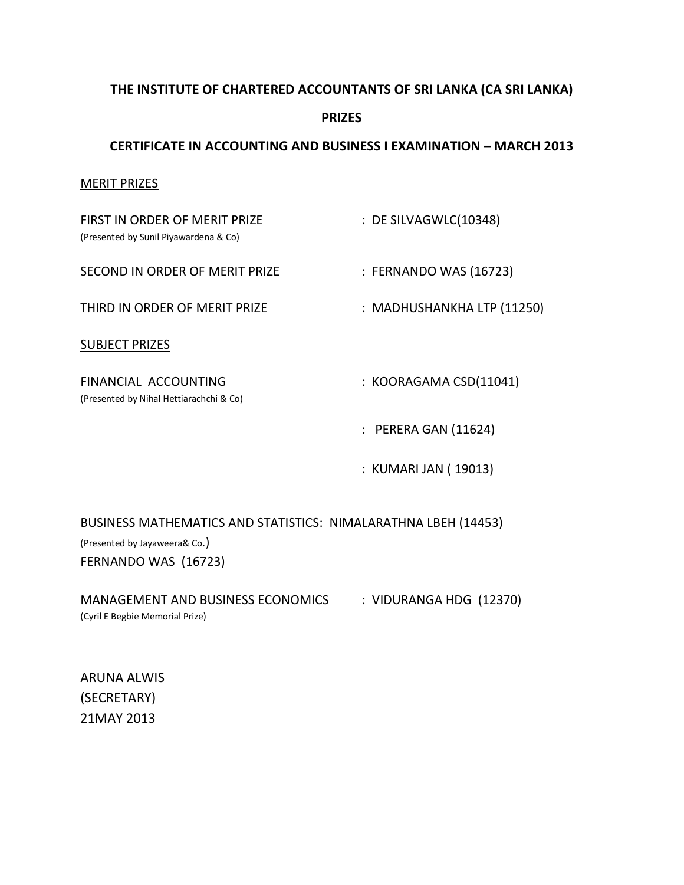**THE INSTITUTE OF CHARTERED ACCOUNTANTS OF SRI LANKA (CA SRI LANKA)**

**PRIZES**

**CERTIFICATE IN ACCOUNTING AND BUSINESS I EXAMINATION – MARCH 2013**

MERIT PRIZES

FIRST IN ORDER OF MERIT PRIZE : DE SILVAGWLC(10348)
(Presented by Sunil Piyawardena & Co)

SECOND IN ORDER OF MERIT PRIZE : FERNANDO WAS (16723)

THIRD IN ORDER OF MERIT PRIZE : MADHUSHANKHA LTP (11250)

SUBJECT PRIZES

FINANCIAL ACCOUNTING : KOORAGAMA CSD(11041)
(Presented by Nihal Hettiarachchi & Co)

: PERERA GAN (11624)

: KUMARI JAN ( 19013)

BUSINESS MATHEMATICS AND STATISTICS: NIMALARATHNA LBEH (14453)
(Presented by Jayaweera& Co.)
FERNANDO WAS (16723)

MANAGEMENT AND BUSINESS ECONOMICS : VIDURANGA HDG (12370)
(Cyril E Begbie Memorial Prize)

ARUNA ALWIS
(SECRETARY)
21MAY 2013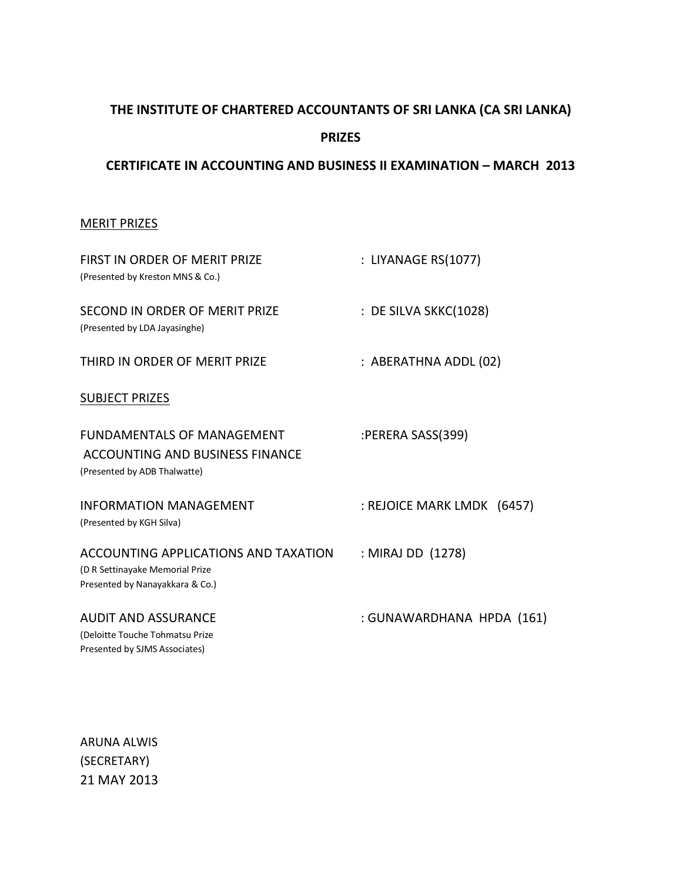# THE INSTITUTE OF CHARTERED ACCOUNTANTS OF SRI LANKA (CA SRI LANKA)

## PRIZES

## CERTIFICATE IN ACCOUNTING AND BUSINESS II EXAMINATION – MARCH 2013

MERIT PRIZES

FIRST IN ORDER OF MERIT PRIZE : LIYANAGE RS(1077)
(Presented by Kreston MNS & Co.)

SECOND IN ORDER OF MERIT PRIZE : DE SILVA SKKC(1028)
(Presented by LDA Jayasinghe)

THIRD IN ORDER OF MERIT PRIZE : ABERATHNA ADDL (02)

SUBJECT PRIZES

FUNDAMENTALS OF MANAGEMENT ACCOUNTING AND BUSINESS FINANCE :PERERA SASS(399)
(Presented by ADB Thalwatte)

INFORMATION MANAGEMENT : REJOICE MARK LMDK (6457)
(Presented by KGH Silva)

ACCOUNTING APPLICATIONS AND TAXATION : MIRAJ DD (1278)
(D R Settinayake Memorial Prize
Presented by Nanayakkara & Co.)

AUDIT AND ASSURANCE : GUNAWARDHANA HPDA (161)
(Deloitte Touche Tohmatsu Prize
Presented by SJMS Associates)

ARUNA ALWIS
(SECRETARY)
21 MAY 2013